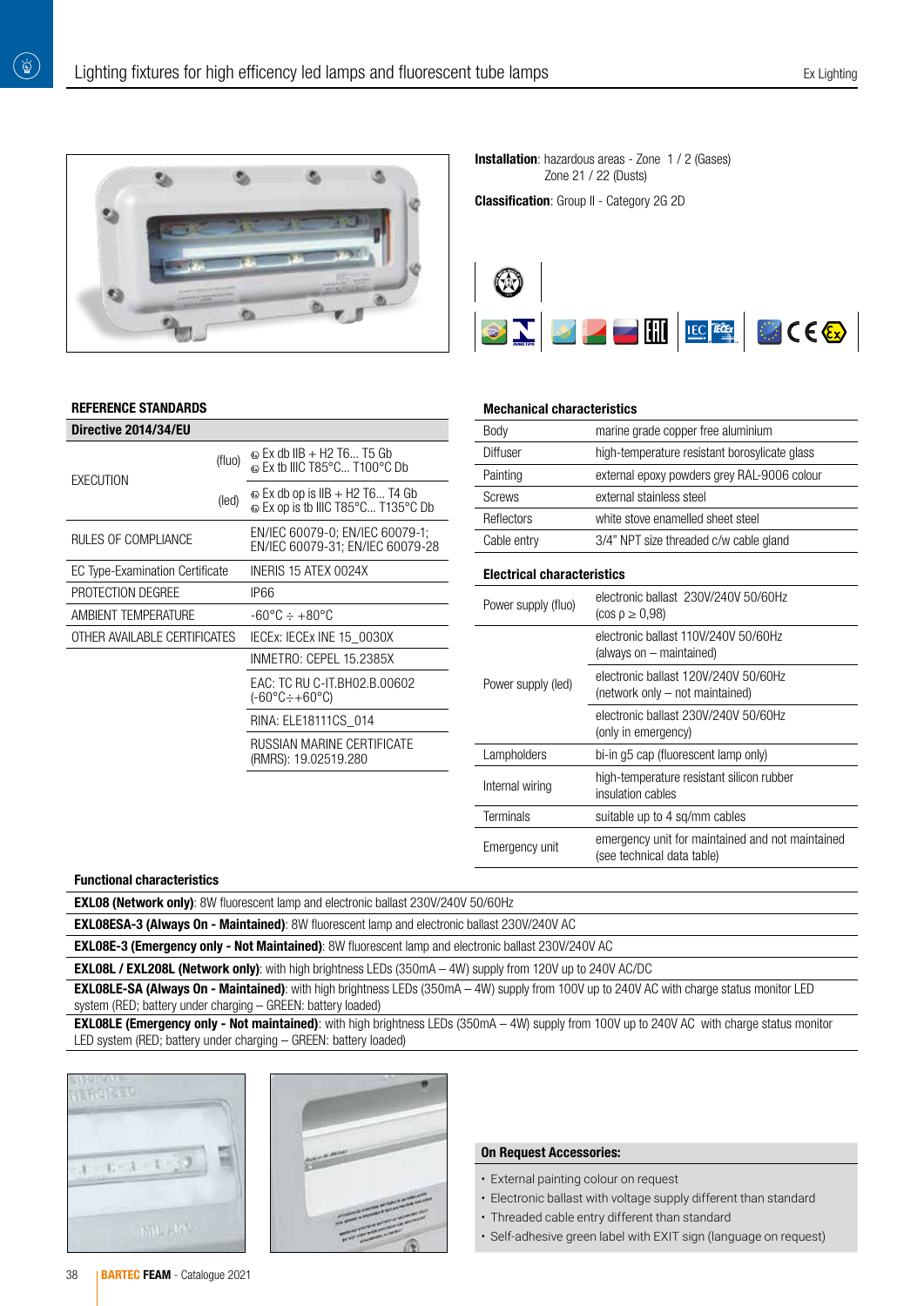# Lighting fixtures for high efficency led lamps and fluorescent tube lamps

**Installation**: hazardous areas - Zone 1 / 2 (Gases)
Zone 21 / 22 (Dusts)

**Classification**: Group II - Category 2G 2D

## REFERENCE STANDARDS

| Directive 2014/34/EU | | |
|---|---|---|
| EXECUTION | (fluo) | Ex db IIB + H2 T6... T5 Gb<br>Ex tb IIIC T85°C... T100°C Db |
| | (led) | Ex db op is IIB + H2 T6... T4 Gb<br>Ex op is tb IIIC T85°C... T135°C Db |
| RULES OF COMPLIANCE | | EN/IEC 60079-0; EN/IEC 60079-1;<br>EN/IEC 60079-31; EN/IEC 60079-28 |
| EC Type-Examination Certificate | | INERIS 15 ATEX 0024X |
| PROTECTION DEGREE | | IP66 |
| AMBIENT TEMPERATURE | | -60°C ÷ +80°C |
| OTHER AVAILABLE CERTIFICATES | | IECEx: IECEx INE 15_0030X |
| | | INMETRO: CEPEL 15.2385X |
| | | EAC: TC RU C-IT.BH02.B.00602<br>(-60°C÷+60°C) |
| | | RINA: ELE18111CS_014 |
| | | RUSSIAN MARINE CERTIFICATE<br>(RMRS): 19.02519.280 |

## Mechanical characteristics

| | |
|---|---|
| Body | marine grade copper free aluminium |
| Diffuser | high-temperature resistant borosylicate glass |
| Painting | external epoxy powders grey RAL-9006 colour |
| Screws | external stainless steel |
| Reflectors | white stove enamelled sheet steel |
| Cable entry | 3/4" NPT size threaded c/w cable gland |

## Electrical characteristics

| | |
|---|---|
| Power supply (fluo) | electronic ballast 230V/240V 50/60Hz<br>(cos ρ ≥ 0,98) |
| Power supply (led) | electronic ballast 110V/240V 50/60Hz<br>(always on – maintained) |
| | electronic ballast 120V/240V 50/60Hz<br>(network only – not maintained) |
| | electronic ballast 230V/240V 50/60Hz<br>(only in emergency) |
| Lampholders | bi-in g5 cap (fluorescent lamp only) |
| Internal wiring | high-temperature resistant silicon rubber insulation cables |
| Terminals | suitable up to 4 sq/mm cables |
| Emergency unit | emergency unit for maintained and not maintained (see technical data table) |

## Functional characteristics

**EXL08 (Network only)**: 8W fluorescent lamp and electronic ballast 230V/240V 50/60Hz

**EXL08ESA-3 (Always On - Maintained)**: 8W fluorescent lamp and electronic ballast 230V/240V AC

**EXL08E-3 (Emergency only - Not Maintained)**: 8W fluorescent lamp and electronic ballast 230V/240V AC

**EXL08L / EXL208L (Network only)**: with high brightness LEDs (350mA – 4W) supply from 120V up to 240V AC/DC

**EXL08LE-SA (Always On - Maintained)**: with high brightness LEDs (350mA – 4W) supply from 100V up to 240V AC with charge status monitor LED system (RED; battery under charging – GREEN: battery loaded)

**EXL08LE (Emergency only - Not maintained)**: with high brightness LEDs (350mA – 4W) supply from 100V up to 240V AC with charge status monitor LED system (RED; battery under charging – GREEN: battery loaded)

## On Request Accessories:

- External painting colour on request
- Electronic ballast with voltage supply different than standard
- Threaded cable entry different than standard
- Self-adhesive green label with EXIT sign (language on request)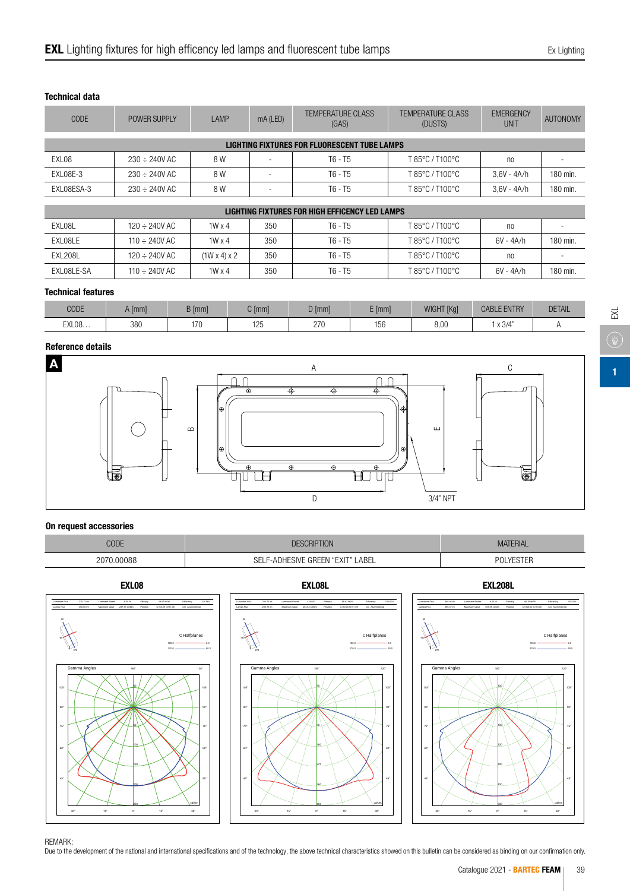# EXL Lighting fixtures for high efficency led lamps and fluorescent tube lamps

## Technical data

| CODE | POWER SUPPLY | LAMP | mA (LED) | TEMPERATURE CLASS (GAS) | TEMPERATURE CLASS (DUSTS) | EMERGENCY UNIT | AUTONOMY |
|---|---|---|---|---|---|---|---|
| **LIGHTING FIXTURES FOR FLUORESCENT TUBE LAMPS** | | | | | | | |
| EXL08 | 230 ÷ 240V AC | 8 W | - | T6 - T5 | T 85°C / T100°C | no | - |
| EXL08E-3 | 230 ÷ 240V AC | 8 W | - | T6 - T5 | T 85°C / T100°C | 3,6V - 4A/h | 180 min. |
| EXL08ESA-3 | 230 ÷ 240V AC | 8 W | - | T6 - T5 | T 85°C / T100°C | 3,6V - 4A/h | 180 min. |
| **LIGHTING FIXTURES FOR HIGH EFFICENCY LED LAMPS** | | | | | | | |
| EXL08L | 120 ÷ 240V AC | 1W x 4 | 350 | T6 - T5 | T 85°C / T100°C | no | - |
| EXL08LE | 110 ÷ 240V AC | 1W x 4 | 350 | T6 - T5 | T 85°C / T100°C | 6V - 4A/h | 180 min. |
| EXL208L | 120 ÷ 240V AC | (1W x 4) x 2 | 350 | T6 - T5 | T 85°C / T100°C | no | - |
| EXL08LE-SA | 110 ÷ 240V AC | 1W x 4 | 350 | T6 - T5 | T 85°C / T100°C | 6V - 4A/h | 180 min. |

## Technical features

| CODE | A [mm] | B [mm] | C [mm] | D [mm] | E [mm] | WIGHT [Kg] | CABLE ENTRY | DETAIL |
|---|---|---|---|---|---|---|---|---|
| EXL08… | 380 | 170 | 125 | 270 | 156 | 8,00 | 1 x 3/4" | A |

## Reference details

A

A
B
C
D
E
3/4" NPT

## On request accessories

| CODE | DESCRIPTION | MATERIAL |
|---|---|---|
| 2070.00088 | SELF-ADHESIVE GREEN "EXIT" LABEL | POLYESTER |

**EXL08**

C Halfplanes

Gamma Angles

**EXL08L**

C Halfplanes

Gamma Angles

**EXL208L**

C Halfplanes

Gamma Angles

REMARK:
Due to the development of the national and international specifications and of the technology, the above technical characteristics showed on this bulletin can be considered as binding on our confirmation only.